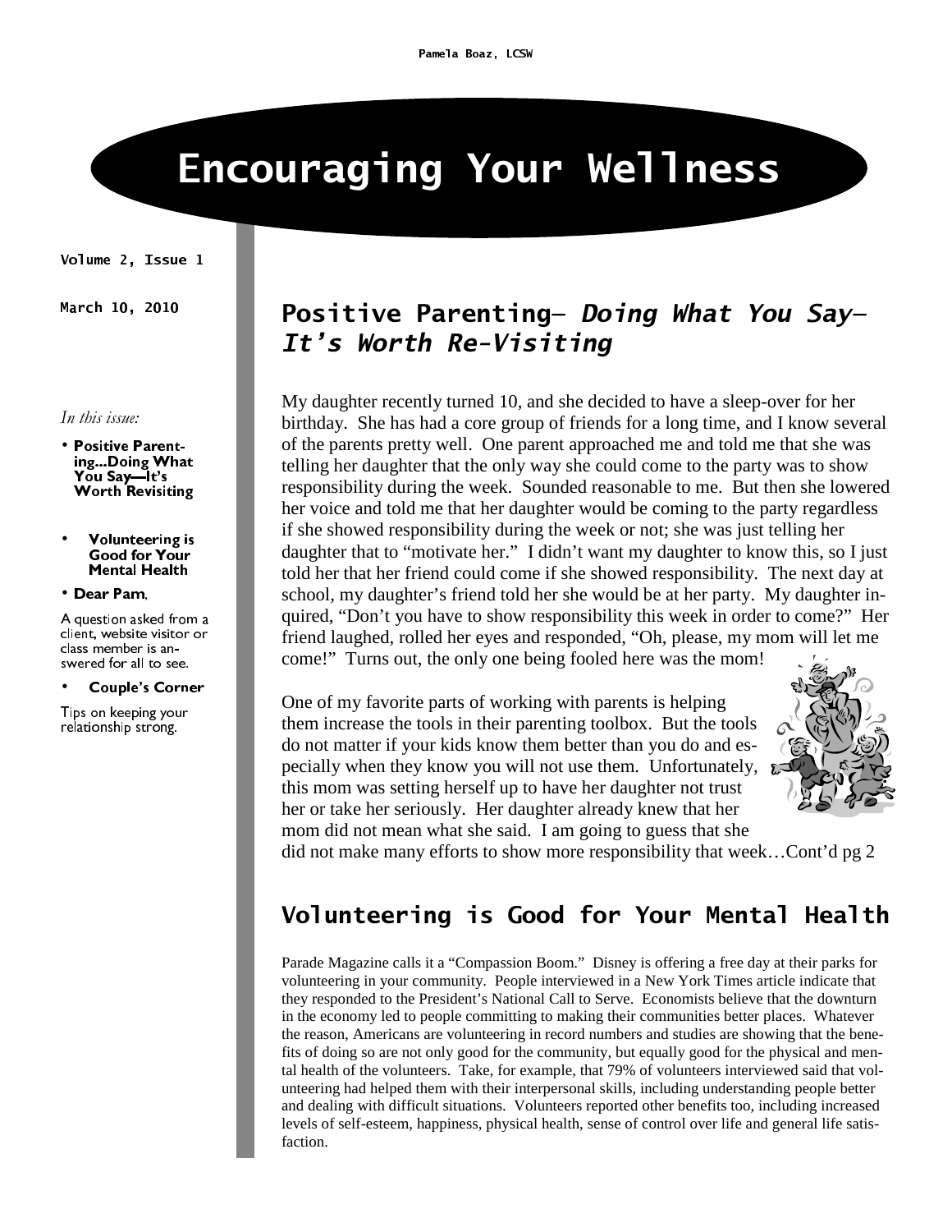Pamela Boaz, LCSW

# Encouraging Your Wellness

Volume 2, Issue 1

March 10, 2010

*In this issue:*

- **Positive Parenting...Doing What You Say—It's Worth Revisiting**
- **Volunteering is Good for Your Mental Health**
- **Dear Pam**,

A question asked from a client, website visitor or class member is answered for all to see.

- **Couple's Corner**

Tips on keeping your relationship strong.

## Positive Parenting— *Doing What You Say— It's Worth Re-Visiting*

My daughter recently turned 10, and she decided to have a sleep-over for her birthday. She has had a core group of friends for a long time, and I know several of the parents pretty well. One parent approached me and told me that she was telling her daughter that the only way she could come to the party was to show responsibility during the week. Sounded reasonable to me. But then she lowered her voice and told me that her daughter would be coming to the party regardless if she showed responsibility during the week or not; she was just telling her daughter that to "motivate her." I didn't want my daughter to know this, so I just told her that her friend could come if she showed responsibility. The next day at school, my daughter's friend told her she would be at her party. My daughter inquired, "Don't you have to show responsibility this week in order to come?" Her friend laughed, rolled her eyes and responded, "Oh, please, my mom will let me come!" Turns out, the only one being fooled here was the mom!

One of my favorite parts of working with parents is helping them increase the tools in their parenting toolbox. But the tools do not matter if your kids know them better than you do and especially when they know you will not use them. Unfortunately, this mom was setting herself up to have her daughter not trust her or take her seriously. Her daughter already knew that her mom did not mean what she said. I am going to guess that she did not make many efforts to show more responsibility that week…Cont'd pg 2

## Volunteering is Good for Your Mental Health

Parade Magazine calls it a "Compassion Boom." Disney is offering a free day at their parks for volunteering in your community. People interviewed in a New York Times article indicate that they responded to the President's National Call to Serve. Economists believe that the downturn in the economy led to people committing to making their communities better places. Whatever the reason, Americans are volunteering in record numbers and studies are showing that the benefits of doing so are not only good for the community, but equally good for the physical and mental health of the volunteers. Take, for example, that 79% of volunteers interviewed said that volunteering had helped them with their interpersonal skills, including understanding people better and dealing with difficult situations. Volunteers reported other benefits too, including increased levels of self-esteem, happiness, physical health, sense of control over life and general life satisfaction.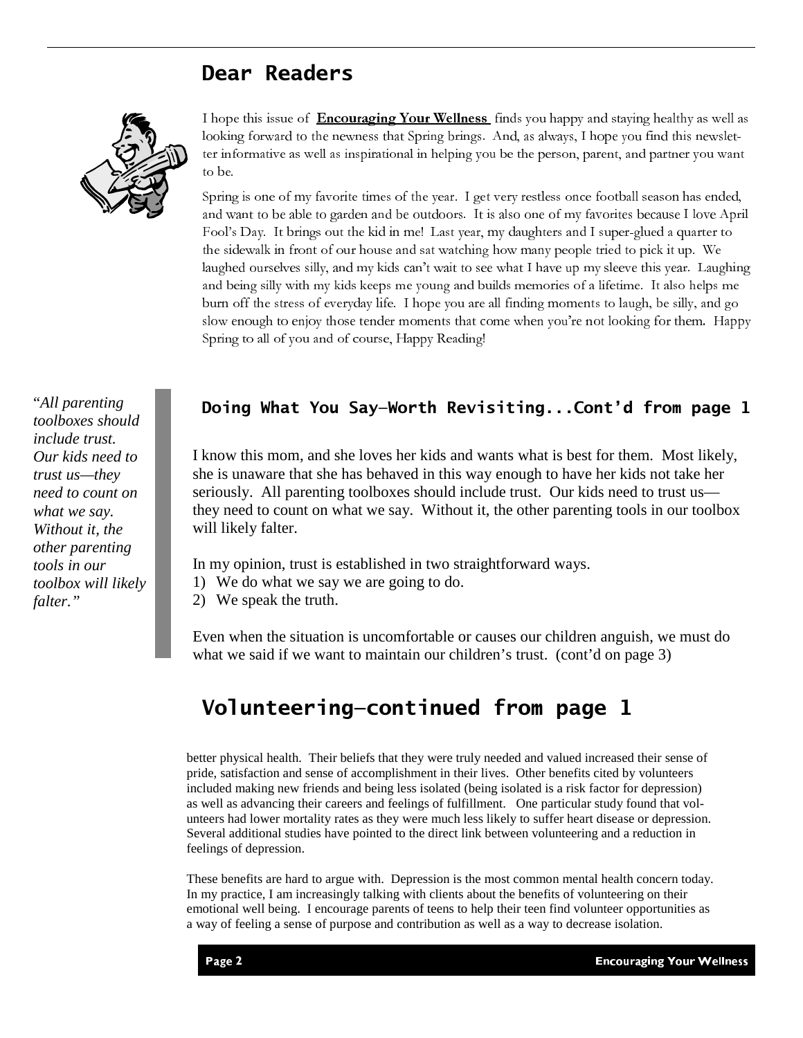## Dear Readers

I hope this issue of **Encouraging Your Wellness** finds you happy and staying healthy as well as looking forward to the newness that Spring brings. And, as always, I hope you find this newsletter informative as well as inspirational in helping you be the person, parent, and partner you want to be.

Spring is one of my favorite times of the year. I get very restless once football season has ended, and want to be able to garden and be outdoors. It is also one of my favorites because I love April Fool's Day. It brings out the kid in me! Last year, my daughters and I super-glued a quarter to the sidewalk in front of our house and sat watching how many people tried to pick it up. We laughed ourselves silly, and my kids can't wait to see what I have up my sleeve this year. Laughing and being silly with my kids keeps me young and builds memories of a lifetime. It also helps me burn off the stress of everyday life. I hope you are all finding moments to laugh, be silly, and go slow enough to enjoy those tender moments that come when you're not looking for them. Happy Spring to all of you and of course, Happy Reading!

## Doing What You Say—Worth Revisiting...Cont'd from page 1

*"All parenting toolboxes should include trust. Our kids need to trust us—they need to count on what we say. Without it, the other parenting tools in our toolbox will likely falter."*

I know this mom, and she loves her kids and wants what is best for them. Most likely, she is unaware that she has behaved in this way enough to have her kids not take her seriously. All parenting toolboxes should include trust. Our kids need to trust us—they need to count on what we say. Without it, the other parenting tools in our toolbox will likely falter.

In my opinion, trust is established in two straightforward ways.

1) We do what we say we are going to do.
2) We speak the truth.

Even when the situation is uncomfortable or causes our children anguish, we must do what we said if we want to maintain our children's trust. (cont'd on page 3)

## Volunteering—continued from page 1

better physical health. Their beliefs that they were truly needed and valued increased their sense of pride, satisfaction and sense of accomplishment in their lives. Other benefits cited by volunteers included making new friends and being less isolated (being isolated is a risk factor for depression) as well as advancing their careers and feelings of fulfillment. One particular study found that volunteers had lower mortality rates as they were much less likely to suffer heart disease or depression. Several additional studies have pointed to the direct link between volunteering and a reduction in feelings of depression.

These benefits are hard to argue with. Depression is the most common mental health concern today. In my practice, I am increasingly talking with clients about the benefits of volunteering on their emotional well being. I encourage parents of teens to help their teen find volunteer opportunities as a way of feeling a sense of purpose and contribution as well as a way to decrease isolation.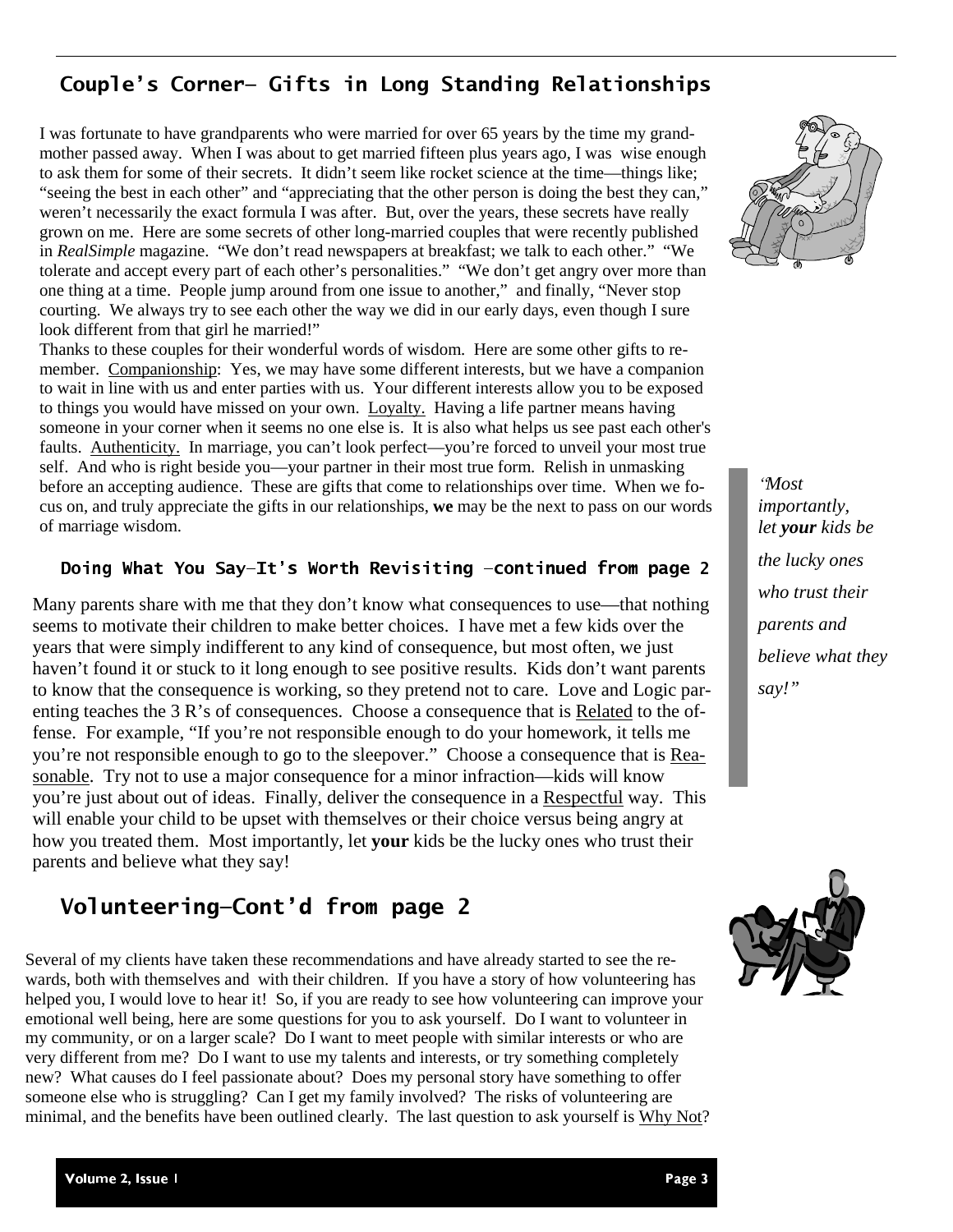## Couple's Corner– Gifts in Long Standing Relationships

I was fortunate to have grandparents who were married for over 65 years by the time my grandmother passed away. When I was about to get married fifteen plus years ago, I was wise enough to ask them for some of their secrets. It didn't seem like rocket science at the time—things like; "seeing the best in each other" and "appreciating that the other person is doing the best they can," weren't necessarily the exact formula I was after. But, over the years, these secrets have really grown on me. Here are some secrets of other long-married couples that were recently published in *RealSimple* magazine. "We don't read newspapers at breakfast; we talk to each other." "We tolerate and accept every part of each other's personalities." "We don't get angry over more than one thing at a time. People jump around from one issue to another," and finally, "Never stop courting. We always try to see each other the way we did in our early days, even though I sure look different from that girl he married!"

Thanks to these couples for their wonderful words of wisdom. Here are some other gifts to remember. Companionship: Yes, we may have some different interests, but we have a companion to wait in line with us and enter parties with us. Your different interests allow you to be exposed to things you would have missed on your own. Loyalty. Having a life partner means having someone in your corner when it seems no one else is. It is also what helps us see past each other's faults. Authenticity. In marriage, you can't look perfect—you're forced to unveil your most true self. And who is right beside you—your partner in their most true form. Relish in unmasking before an accepting audience. These are gifts that come to relationships over time. When we focus on, and truly appreciate the gifts in our relationships, **we** may be the next to pass on our words of marriage wisdom.

### Doing What You Say–It's Worth Revisiting –continued from page 2

Many parents share with me that they don't know what consequences to use—that nothing seems to motivate their children to make better choices. I have met a few kids over the years that were simply indifferent to any kind of consequence, but most often, we just haven't found it or stuck to it long enough to see positive results. Kids don't want parents to know that the consequence is working, so they pretend not to care. Love and Logic parenting teaches the 3 R's of consequences. Choose a consequence that is Related to the offense. For example, "If you're not responsible enough to do your homework, it tells me you're not responsible enough to go to the sleepover." Choose a consequence that is Reasonable. Try not to use a major consequence for a minor infraction—kids will know you're just about out of ideas. Finally, deliver the consequence in a Respectful way. This will enable your child to be upset with themselves or their choice versus being angry at how you treated them. Most importantly, let **your** kids be the lucky ones who trust their parents and believe what they say!

*"Most importantly, let **your** kids be the lucky ones who trust their parents and believe what they say!"*

## Volunteering–Cont'd from page 2

Several of my clients have taken these recommendations and have already started to see the rewards, both with themselves and with their children. If you have a story of how volunteering has helped you, I would love to hear it! So, if you are ready to see how volunteering can improve your emotional well being, here are some questions for you to ask yourself. Do I want to volunteer in my community, or on a larger scale? Do I want to meet people with similar interests or who are very different from me? Do I want to use my talents and interests, or try something completely new? What causes do I feel passionate about? Does my personal story have something to offer someone else who is struggling? Can I get my family involved? The risks of volunteering are minimal, and the benefits have been outlined clearly. The last question to ask yourself is Why Not?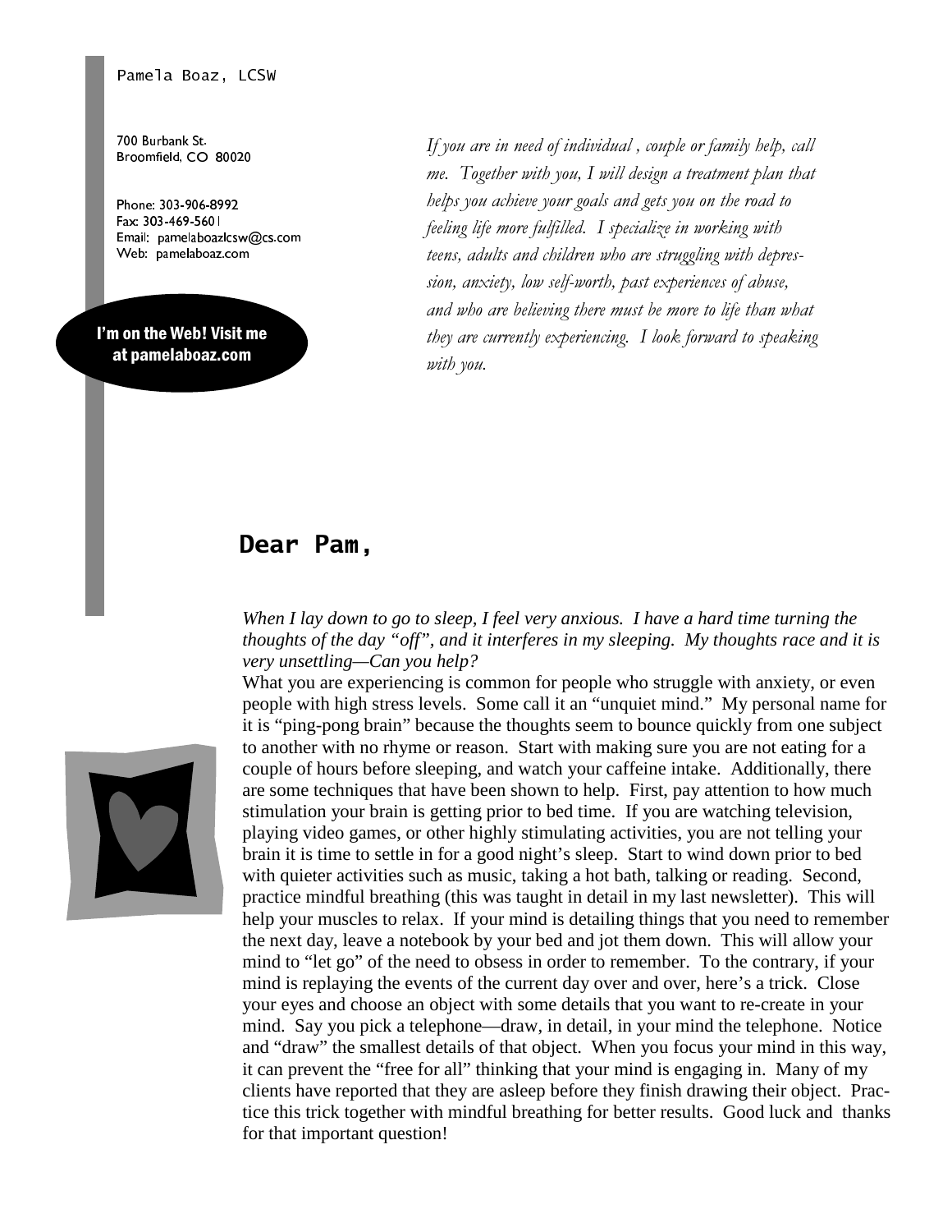Pamela Boaz, LCSW

700 Burbank St.
Broomfield, CO 80020

Phone: 303-906-8992
Fax: 303-469-5601
Email: pamelaboazlcsw@cs.com
Web: pamelaboaz.com

**I'm on the Web! Visit me at pamelaboaz.com**

*If you are in need of individual , couple or family help, call me. Together with you, I will design a treatment plan that helps you achieve your goals and gets you on the road to feeling life more fulfilled. I specialize in working with teens, adults and children who are struggling with depression, anxiety, low self-worth, past experiences of abuse, and who are believing there must be more to life than what they are currently experiencing. I look forward to speaking with you.*

## Dear Pam,

*When I lay down to go to sleep, I feel very anxious. I have a hard time turning the thoughts of the day "off", and it interferes in my sleeping. My thoughts race and it is very unsettling—Can you help?*

What you are experiencing is common for people who struggle with anxiety, or even people with high stress levels. Some call it an "unquiet mind." My personal name for it is "ping-pong brain" because the thoughts seem to bounce quickly from one subject to another with no rhyme or reason. Start with making sure you are not eating for a couple of hours before sleeping, and watch your caffeine intake. Additionally, there are some techniques that have been shown to help. First, pay attention to how much stimulation your brain is getting prior to bed time. If you are watching television, playing video games, or other highly stimulating activities, you are not telling your brain it is time to settle in for a good night's sleep. Start to wind down prior to bed with quieter activities such as music, taking a hot bath, talking or reading. Second, practice mindful breathing (this was taught in detail in my last newsletter). This will help your muscles to relax. If your mind is detailing things that you need to remember the next day, leave a notebook by your bed and jot them down. This will allow your mind to "let go" of the need to obsess in order to remember. To the contrary, if your mind is replaying the events of the current day over and over, here's a trick. Close your eyes and choose an object with some details that you want to re-create in your mind. Say you pick a telephone—draw, in detail, in your mind the telephone. Notice and "draw" the smallest details of that object. When you focus your mind in this way, it can prevent the "free for all" thinking that your mind is engaging in. Many of my clients have reported that they are asleep before they finish drawing their object. Practice this trick together with mindful breathing for better results. Good luck and thanks for that important question!